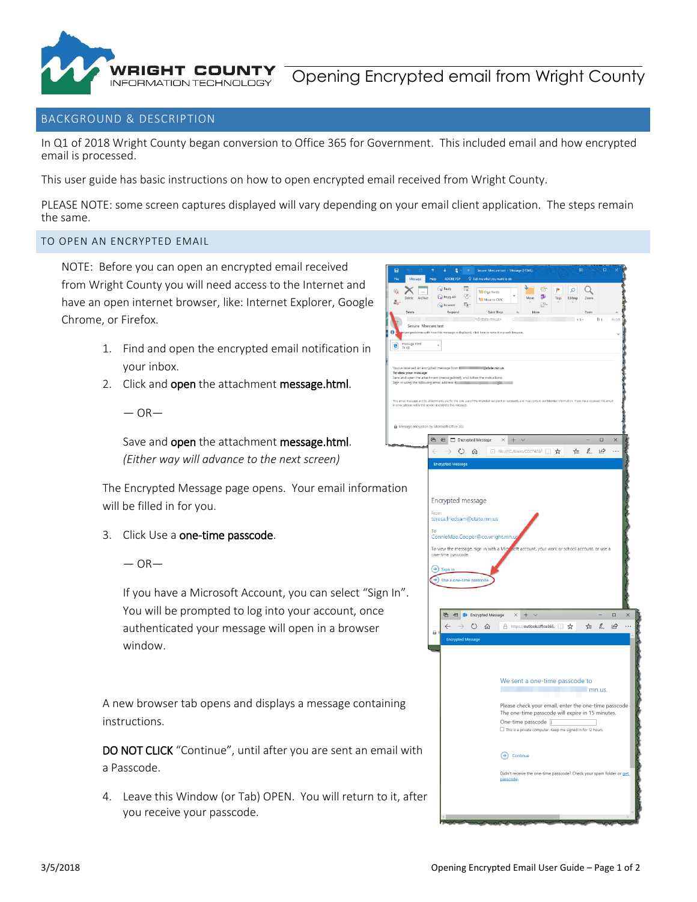# Opening Encrypted email from Wright County

WRIGHT COUNTY INFORMATION TECHNOLOGY

## BACKGROUND & DESCRIPTION

In Q1 of 2018 Wright County began conversion to Office 365 for Government. This included email and how encrypted email is processed.

This user guide has basic instructions on how to open encrypted email received from Wright County.

PLEASE NOTE: some screen captures displayed will vary depending on your email client application. The steps remain the same.

### TO OPEN AN ENCRYPTED EMAIL

NOTE: Before you can open an encrypted email received from Wright County you will need access to the Internet and have an open internet browser, like: Internet Explorer, Google Chrome, or Firefox.

1. Find and open the encrypted email notification in your inbox.
2. Click and **open** the attachment **message.html**.

   — OR—

   Save and **open** the attachment **message.html**.
   *(Either way will advance to the next screen)*

The Encrypted Message page opens. Your email information will be filled in for you.

3. Click Use a **one-time passcode**.

   — OR—

   If you have a Microsoft Account, you can select "Sign In". You will be prompted to log into your account, once authenticated your message will open in a browser window.

A new browser tab opens and displays a message containing instructions.

**DO NOT CLICK** "Continue", until after you are sent an email with a Passcode.

4. Leave this Window (or Tab) OPEN. You will return to it, after you receive your passcode.

3/5/2018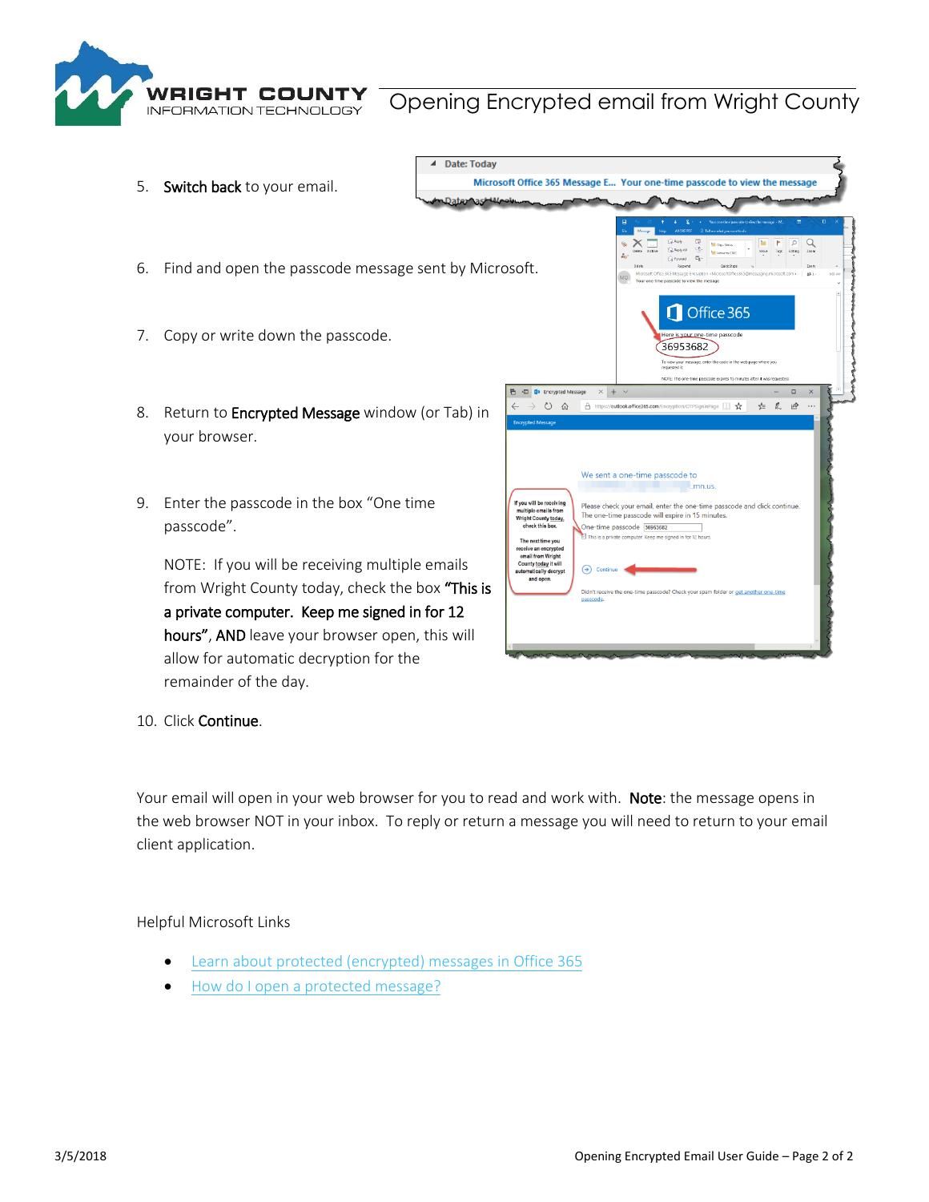5. **Switch back** to your email.

6. Find and open the passcode message sent by Microsoft.

7. Copy or write down the passcode.

8. Return to **Encrypted Message** window (or Tab) in your browser.

9. Enter the passcode in the box "One time passcode".

   NOTE: If you will be receiving multiple emails from Wright County today, check the box **"This is a private computer. Keep me signed in for 12 hours"**, **AND** leave your browser open, this will allow for automatic decryption for the remainder of the day.

10. Click **Continue**.

Your email will open in your web browser for you to read and work with. **Note**: the message opens in the web browser NOT in your inbox. To reply or return a message you will need to return to your email client application.

Helpful Microsoft Links

- Learn about protected (encrypted) messages in Office 365
- How do I open a protected message?

3/5/2018